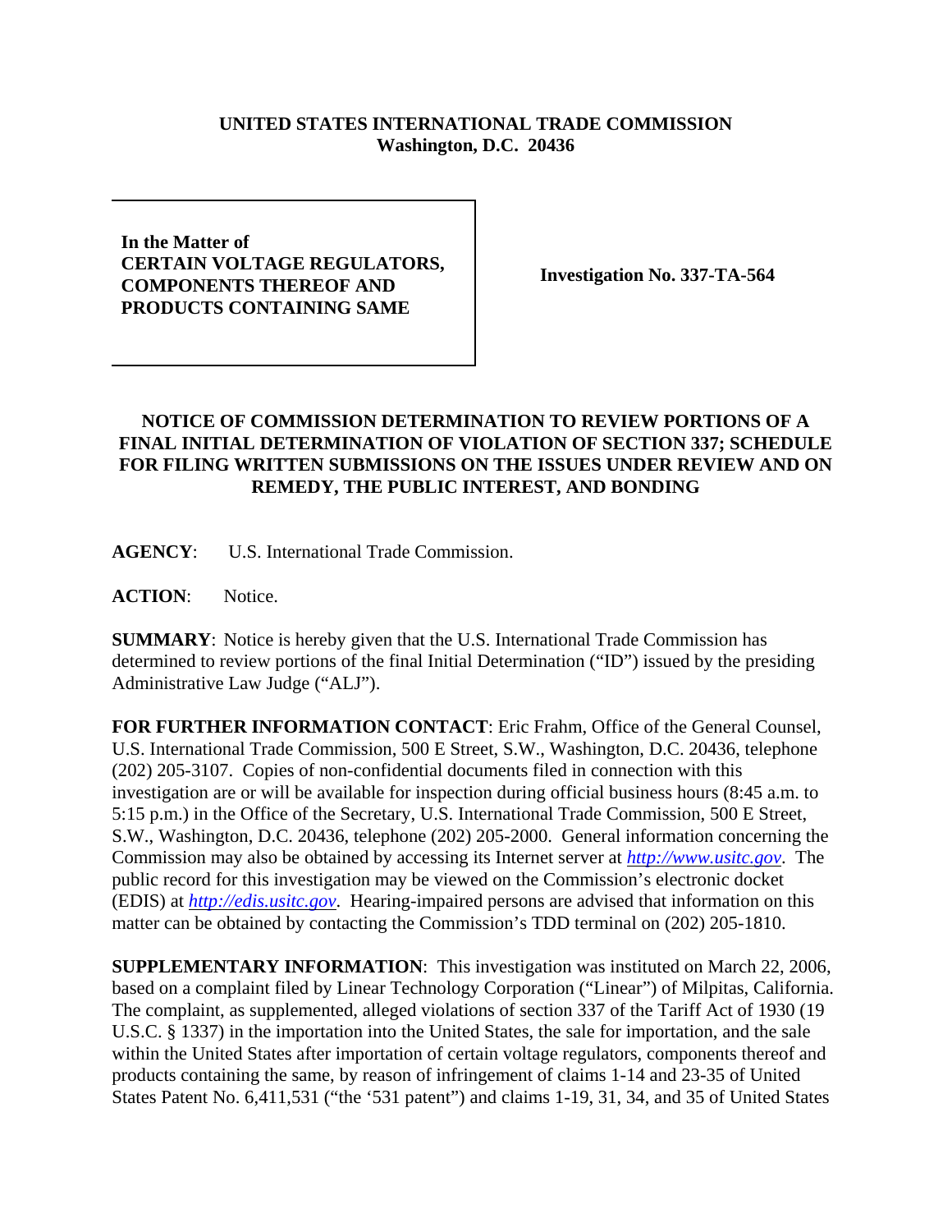**UNITED STATES INTERNATIONAL TRADE COMMISSION**
**Washington, D.C. 20436**

| | |
|---|---|
| **In the Matter of**<br>**CERTAIN VOLTAGE REGULATORS, COMPONENTS THEREOF AND PRODUCTS CONTAINING SAME** | **Investigation No. 337-TA-564** |

## NOTICE OF COMMISSION DETERMINATION TO REVIEW PORTIONS OF A FINAL INITIAL DETERMINATION OF VIOLATION OF SECTION 337; SCHEDULE FOR FILING WRITTEN SUBMISSIONS ON THE ISSUES UNDER REVIEW AND ON REMEDY, THE PUBLIC INTEREST, AND BONDING

**AGENCY**: U.S. International Trade Commission.

**ACTION**: Notice.

**SUMMARY**: Notice is hereby given that the U.S. International Trade Commission has determined to review portions of the final Initial Determination ("ID") issued by the presiding Administrative Law Judge ("ALJ").

**FOR FURTHER INFORMATION CONTACT**: Eric Frahm, Office of the General Counsel, U.S. International Trade Commission, 500 E Street, S.W., Washington, D.C. 20436, telephone (202) 205-3107. Copies of non-confidential documents filed in connection with this investigation are or will be available for inspection during official business hours (8:45 a.m. to 5:15 p.m.) in the Office of the Secretary, U.S. International Trade Commission, 500 E Street, S.W., Washington, D.C. 20436, telephone (202) 205-2000. General information concerning the Commission may also be obtained by accessing its Internet server at *http://www.usitc.gov*. The public record for this investigation may be viewed on the Commission's electronic docket (EDIS) at *http://edis.usitc.gov*. Hearing-impaired persons are advised that information on this matter can be obtained by contacting the Commission's TDD terminal on (202) 205-1810.

**SUPPLEMENTARY INFORMATION**: This investigation was instituted on March 22, 2006, based on a complaint filed by Linear Technology Corporation ("Linear") of Milpitas, California. The complaint, as supplemented, alleged violations of section 337 of the Tariff Act of 1930 (19 U.S.C. § 1337) in the importation into the United States, the sale for importation, and the sale within the United States after importation of certain voltage regulators, components thereof and products containing the same, by reason of infringement of claims 1-14 and 23-35 of United States Patent No. 6,411,531 ("the '531 patent") and claims 1-19, 31, 34, and 35 of United States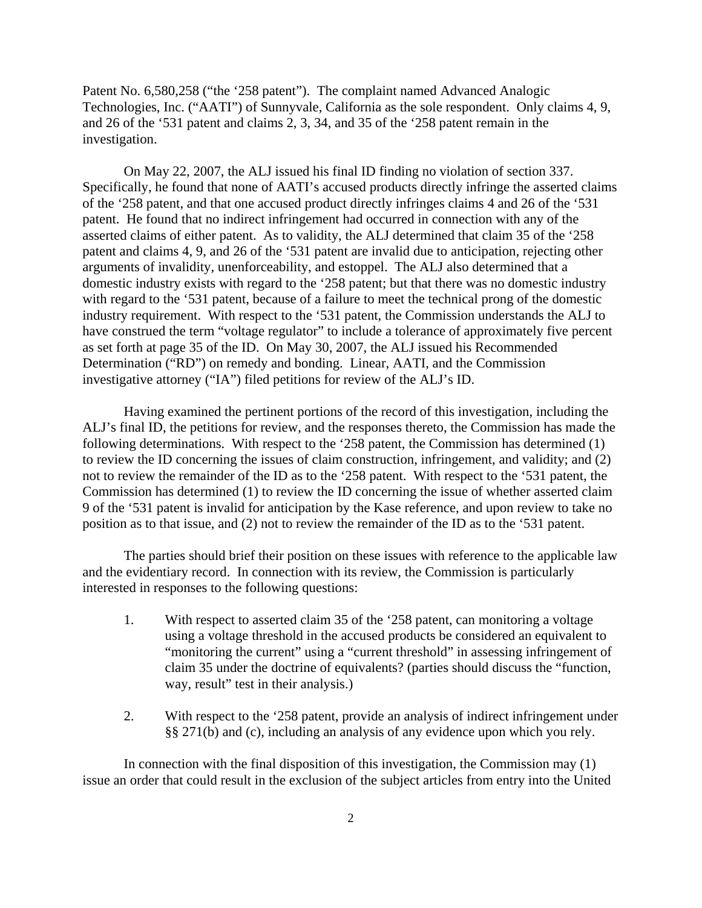Patent No. 6,580,258 ("the '258 patent"). The complaint named Advanced Analogic Technologies, Inc. ("AATI") of Sunnyvale, California as the sole respondent. Only claims 4, 9, and 26 of the '531 patent and claims 2, 3, 34, and 35 of the '258 patent remain in the investigation.

On May 22, 2007, the ALJ issued his final ID finding no violation of section 337. Specifically, he found that none of AATI's accused products directly infringe the asserted claims of the '258 patent, and that one accused product directly infringes claims 4 and 26 of the '531 patent. He found that no indirect infringement had occurred in connection with any of the asserted claims of either patent. As to validity, the ALJ determined that claim 35 of the '258 patent and claims 4, 9, and 26 of the '531 patent are invalid due to anticipation, rejecting other arguments of invalidity, unenforceability, and estoppel. The ALJ also determined that a domestic industry exists with regard to the '258 patent; but that there was no domestic industry with regard to the '531 patent, because of a failure to meet the technical prong of the domestic industry requirement. With respect to the '531 patent, the Commission understands the ALJ to have construed the term "voltage regulator" to include a tolerance of approximately five percent as set forth at page 35 of the ID. On May 30, 2007, the ALJ issued his Recommended Determination ("RD") on remedy and bonding. Linear, AATI, and the Commission investigative attorney ("IA") filed petitions for review of the ALJ's ID.

Having examined the pertinent portions of the record of this investigation, including the ALJ's final ID, the petitions for review, and the responses thereto, the Commission has made the following determinations. With respect to the '258 patent, the Commission has determined (1) to review the ID concerning the issues of claim construction, infringement, and validity; and (2) not to review the remainder of the ID as to the '258 patent. With respect to the '531 patent, the Commission has determined (1) to review the ID concerning the issue of whether asserted claim 9 of the '531 patent is invalid for anticipation by the Kase reference, and upon review to take no position as to that issue, and (2) not to review the remainder of the ID as to the '531 patent.

The parties should brief their position on these issues with reference to the applicable law and the evidentiary record. In connection with its review, the Commission is particularly interested in responses to the following questions:

1. With respect to asserted claim 35 of the '258 patent, can monitoring a voltage using a voltage threshold in the accused products be considered an equivalent to "monitoring the current" using a "current threshold" in assessing infringement of claim 35 under the doctrine of equivalents? (parties should discuss the "function, way, result" test in their analysis.)

2. With respect to the '258 patent, provide an analysis of indirect infringement under §§ 271(b) and (c), including an analysis of any evidence upon which you rely.

In connection with the final disposition of this investigation, the Commission may (1) issue an order that could result in the exclusion of the subject articles from entry into the United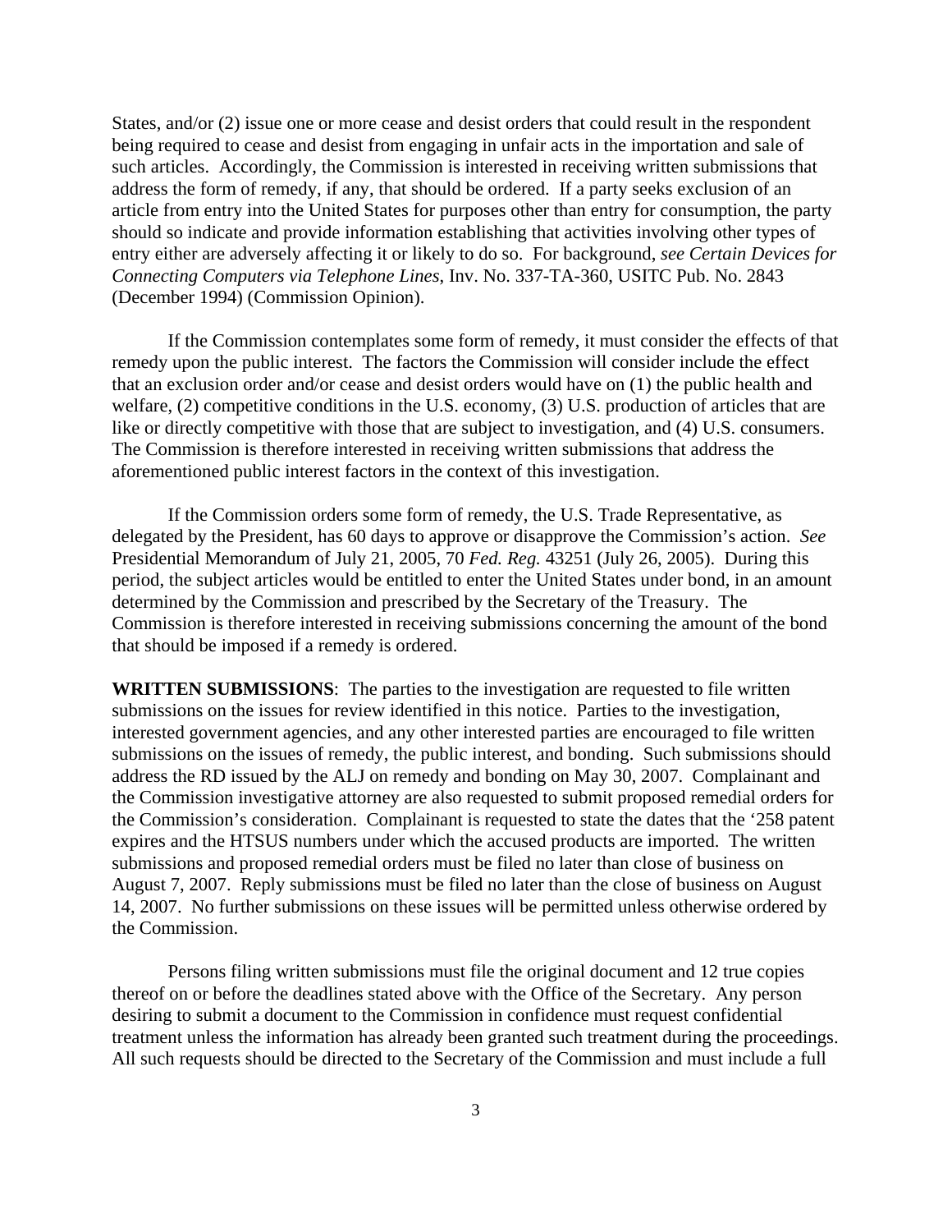States, and/or (2) issue one or more cease and desist orders that could result in the respondent being required to cease and desist from engaging in unfair acts in the importation and sale of such articles. Accordingly, the Commission is interested in receiving written submissions that address the form of remedy, if any, that should be ordered. If a party seeks exclusion of an article from entry into the United States for purposes other than entry for consumption, the party should so indicate and provide information establishing that activities involving other types of entry either are adversely affecting it or likely to do so. For background, *see Certain Devices for Connecting Computers via Telephone Lines*, Inv. No. 337-TA-360, USITC Pub. No. 2843 (December 1994) (Commission Opinion).

If the Commission contemplates some form of remedy, it must consider the effects of that remedy upon the public interest. The factors the Commission will consider include the effect that an exclusion order and/or cease and desist orders would have on (1) the public health and welfare, (2) competitive conditions in the U.S. economy, (3) U.S. production of articles that are like or directly competitive with those that are subject to investigation, and (4) U.S. consumers. The Commission is therefore interested in receiving written submissions that address the aforementioned public interest factors in the context of this investigation.

If the Commission orders some form of remedy, the U.S. Trade Representative, as delegated by the President, has 60 days to approve or disapprove the Commission's action. *See* Presidential Memorandum of July 21, 2005, 70 *Fed. Reg.* 43251 (July 26, 2005). During this period, the subject articles would be entitled to enter the United States under bond, in an amount determined by the Commission and prescribed by the Secretary of the Treasury. The Commission is therefore interested in receiving submissions concerning the amount of the bond that should be imposed if a remedy is ordered.

**WRITTEN SUBMISSIONS**: The parties to the investigation are requested to file written submissions on the issues for review identified in this notice. Parties to the investigation, interested government agencies, and any other interested parties are encouraged to file written submissions on the issues of remedy, the public interest, and bonding. Such submissions should address the RD issued by the ALJ on remedy and bonding on May 30, 2007. Complainant and the Commission investigative attorney are also requested to submit proposed remedial orders for the Commission's consideration. Complainant is requested to state the dates that the '258 patent expires and the HTSUS numbers under which the accused products are imported. The written submissions and proposed remedial orders must be filed no later than close of business on August 7, 2007. Reply submissions must be filed no later than the close of business on August 14, 2007. No further submissions on these issues will be permitted unless otherwise ordered by the Commission.

Persons filing written submissions must file the original document and 12 true copies thereof on or before the deadlines stated above with the Office of the Secretary. Any person desiring to submit a document to the Commission in confidence must request confidential treatment unless the information has already been granted such treatment during the proceedings. All such requests should be directed to the Secretary of the Commission and must include a full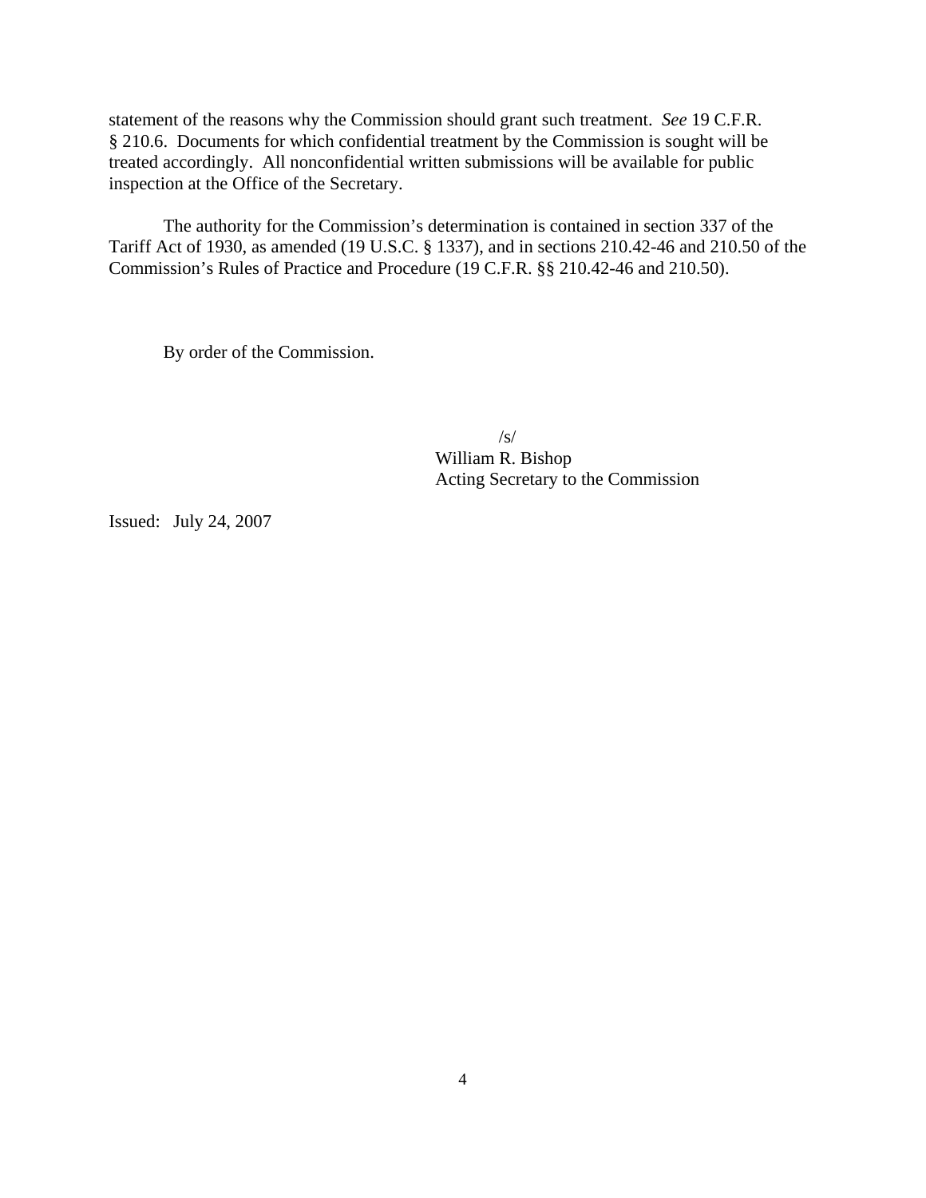statement of the reasons why the Commission should grant such treatment. *See* 19 C.F.R. § 210.6. Documents for which confidential treatment by the Commission is sought will be treated accordingly. All nonconfidential written submissions will be available for public inspection at the Office of the Secretary.

The authority for the Commission's determination is contained in section 337 of the Tariff Act of 1930, as amended (19 U.S.C. § 1337), and in sections 210.42-46 and 210.50 of the Commission's Rules of Practice and Procedure (19 C.F.R. §§ 210.42-46 and 210.50).

By order of the Commission.

/s/
William R. Bishop
Acting Secretary to the Commission

Issued: July 24, 2007